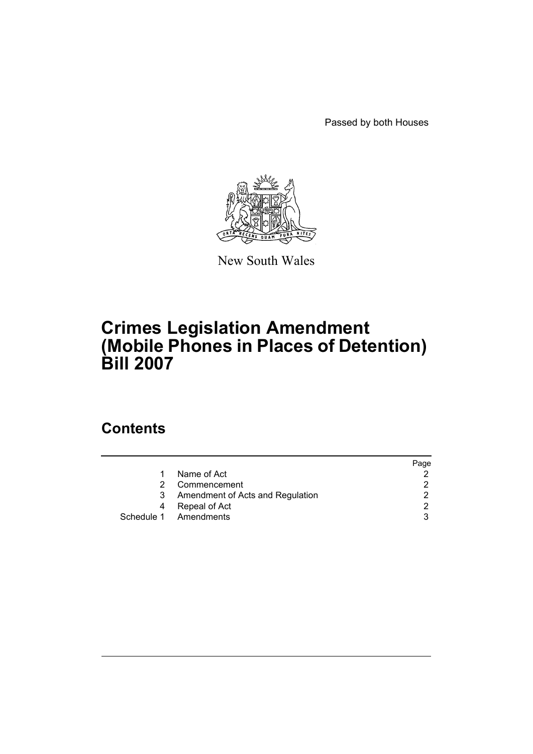Passed by both Houses

New South Wales

# Crimes Legislation Amendment (Mobile Phones in Places of Detention) Bill 2007

## Contents

| | | Page |
|---|---|---|
| 1 | Name of Act | 2 |
| 2 | Commencement | 2 |
| 3 | Amendment of Acts and Regulation | 2 |
| 4 | Repeal of Act | 2 |
| Schedule 1 | Amendments | 3 |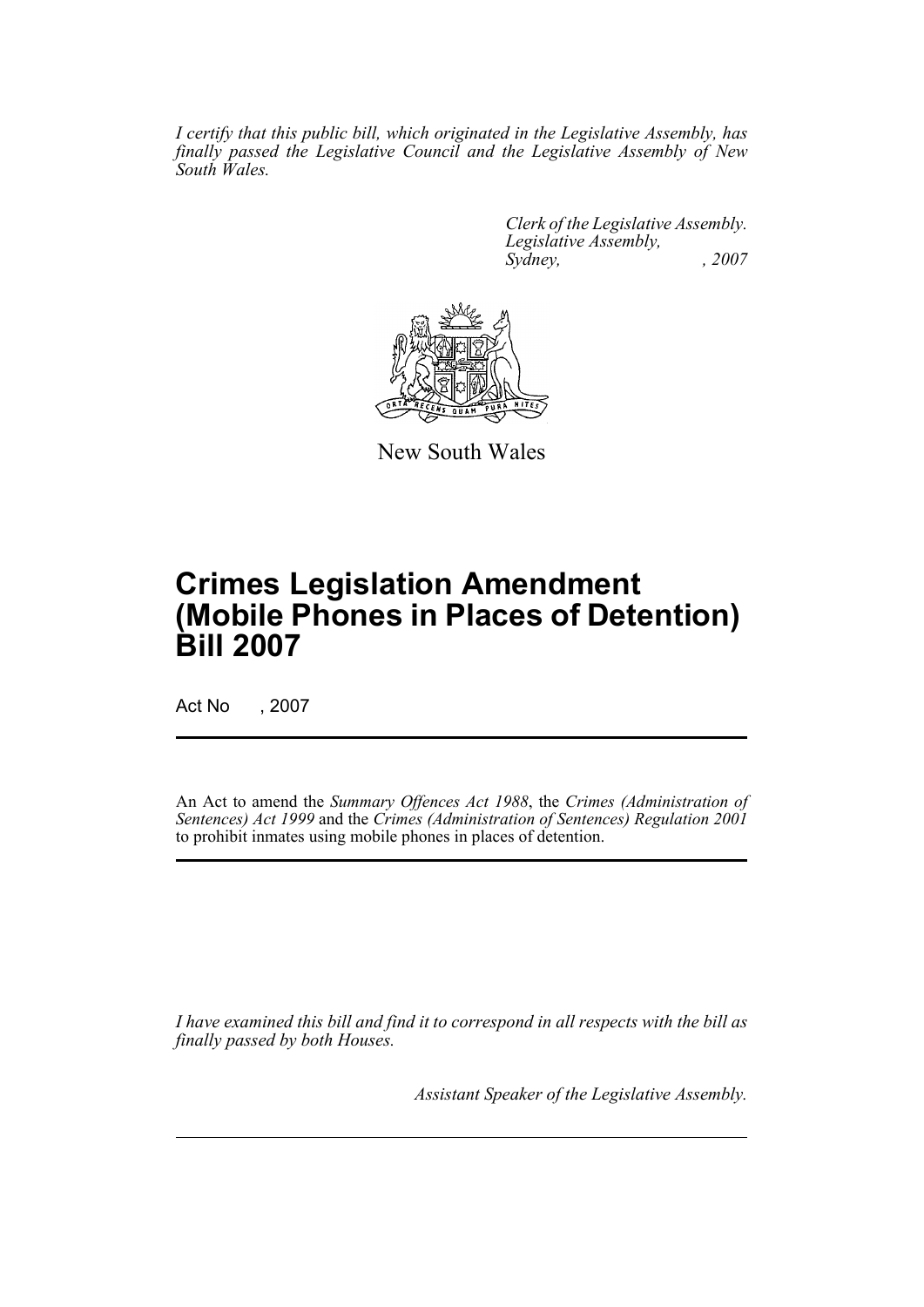*I certify that this public bill, which originated in the Legislative Assembly, has finally passed the Legislative Council and the Legislative Assembly of New South Wales.*

*Clerk of the Legislative Assembly.*
*Legislative Assembly,*
*Sydney, , 2007*

New South Wales

# Crimes Legislation Amendment (Mobile Phones in Places of Detention) Bill 2007

Act No , 2007

An Act to amend the *Summary Offences Act 1988*, the *Crimes (Administration of Sentences) Act 1999* and the *Crimes (Administration of Sentences) Regulation 2001* to prohibit inmates using mobile phones in places of detention.

*I have examined this bill and find it to correspond in all respects with the bill as finally passed by both Houses.*

*Assistant Speaker of the Legislative Assembly.*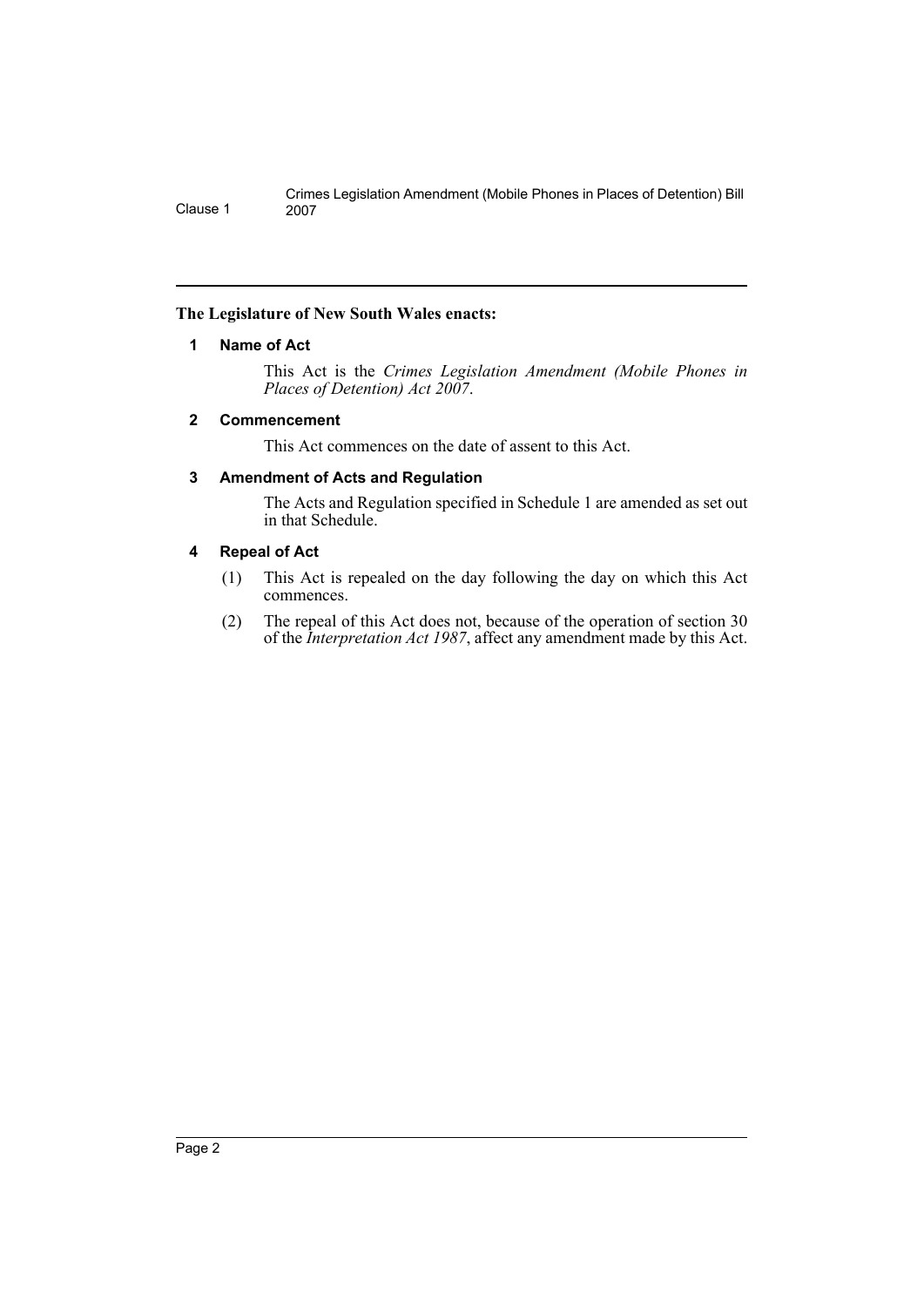**The Legislature of New South Wales enacts:**

## 1 Name of Act

This Act is the *Crimes Legislation Amendment (Mobile Phones in Places of Detention) Act 2007*.

## 2 Commencement

This Act commences on the date of assent to this Act.

## 3 Amendment of Acts and Regulation

The Acts and Regulation specified in Schedule 1 are amended as set out in that Schedule.

## 4 Repeal of Act

(1) This Act is repealed on the day following the day on which this Act commences.

(2) The repeal of this Act does not, because of the operation of section 30 of the *Interpretation Act 1987*, affect any amendment made by this Act.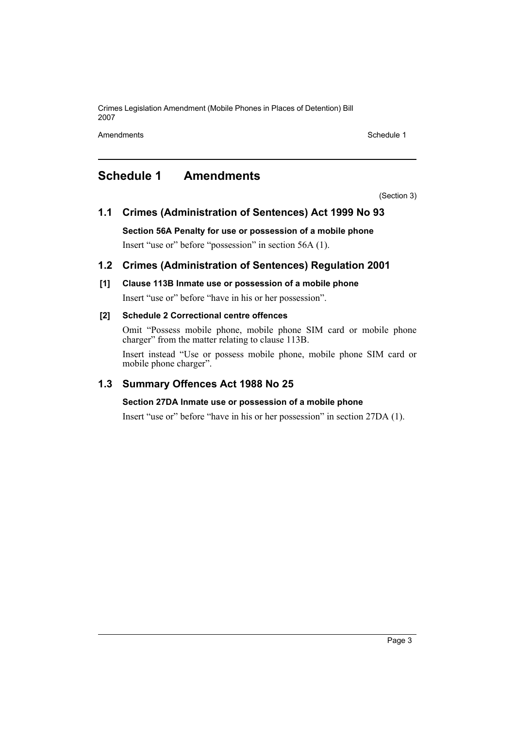# Schedule 1 Amendments

(Section 3)

## 1.1 Crimes (Administration of Sentences) Act 1999 No 93

**Section 56A Penalty for use or possession of a mobile phone**

Insert "use or" before "possession" in section 56A (1).

## 1.2 Crimes (Administration of Sentences) Regulation 2001

**[1] Clause 113B Inmate use or possession of a mobile phone**

Insert "use or" before "have in his or her possession".

**[2] Schedule 2 Correctional centre offences**

Omit "Possess mobile phone, mobile phone SIM card or mobile phone charger" from the matter relating to clause 113B.

Insert instead "Use or possess mobile phone, mobile phone SIM card or mobile phone charger".

## 1.3 Summary Offences Act 1988 No 25

**Section 27DA Inmate use or possession of a mobile phone**

Insert "use or" before "have in his or her possession" in section 27DA (1).